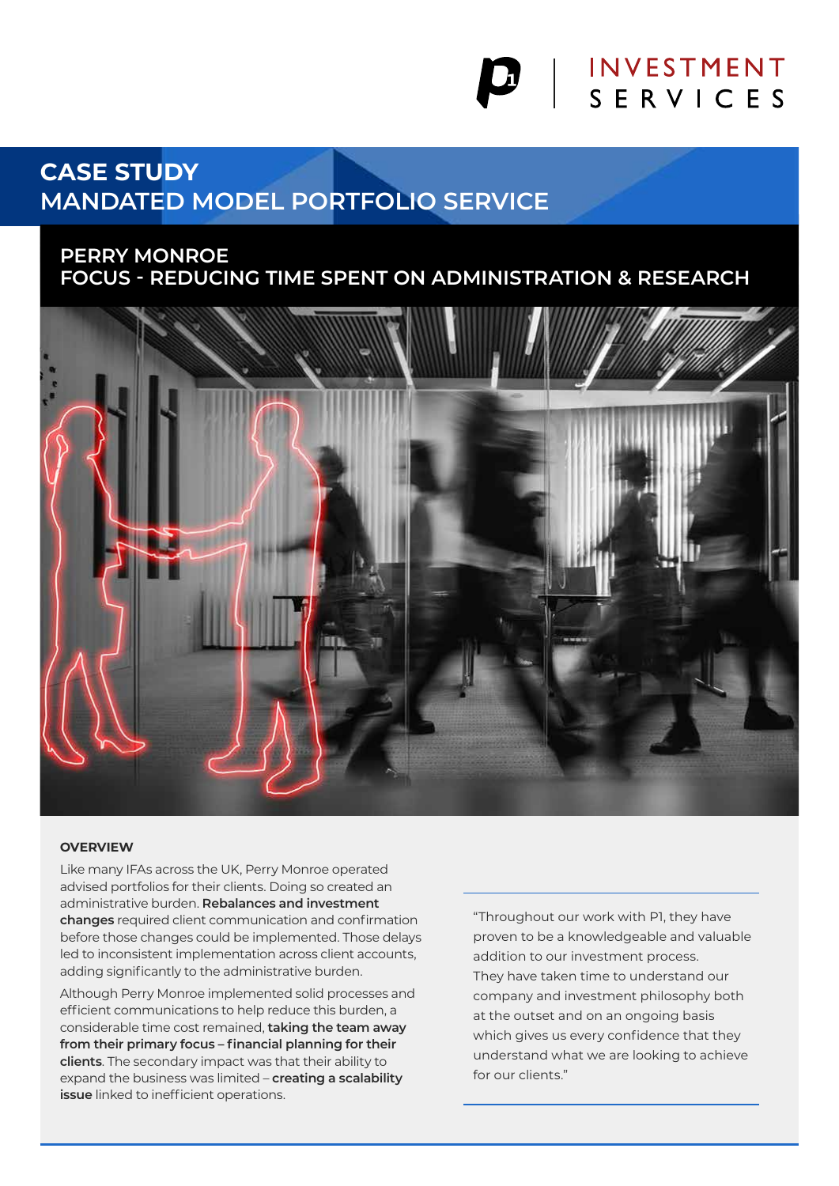P1 | INVESTMENT SERVICES

# CASE STUDY
# MANDATED MODEL PORTFOLIO SERVICE

## PERRY MONROE
## FOCUS - REDUCING TIME SPENT ON ADMINISTRATION & RESEARCH

### OVERVIEW

Like many IFAs across the UK, Perry Monroe operated advised portfolios for their clients. Doing so created an administrative burden. **Rebalances and investment changes** required client communication and confirmation before those changes could be implemented. Those delays led to inconsistent implementation across client accounts, adding significantly to the administrative burden.

Although Perry Monroe implemented solid processes and efficient communications to help reduce this burden, a considerable time cost remained, **taking the team away from their primary focus – financial planning for their clients**. The secondary impact was that their ability to expand the business was limited – **creating a scalability issue** linked to inefficient operations.

"Throughout our work with P1, they have proven to be a knowledgeable and valuable addition to our investment process. They have taken time to understand our company and investment philosophy both at the outset and on an ongoing basis which gives us every confidence that they understand what we are looking to achieve for our clients."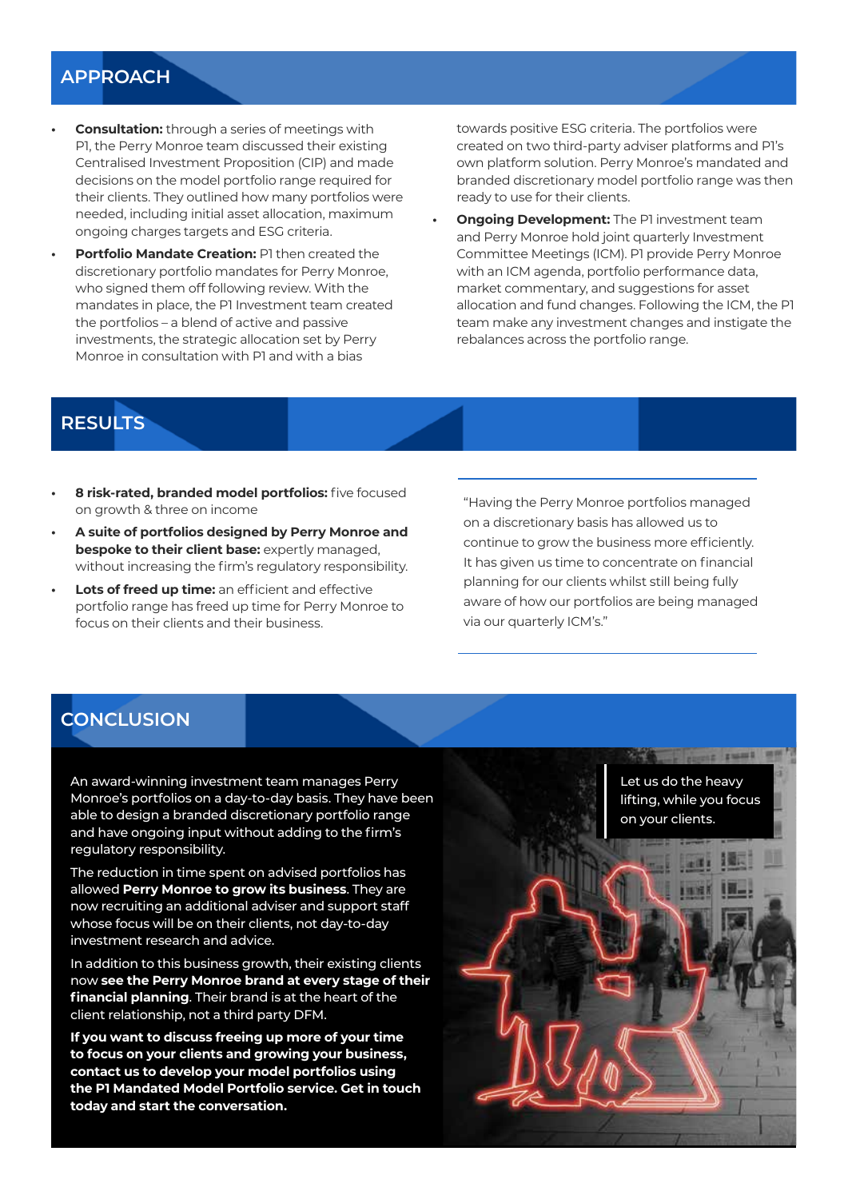## APPROACH

- **Consultation:** through a series of meetings with P1, the Perry Monroe team discussed their existing Centralised Investment Proposition (CIP) and made decisions on the model portfolio range required for their clients. They outlined how many portfolios were needed, including initial asset allocation, maximum ongoing charges targets and ESG criteria.
- **Portfolio Mandate Creation:** P1 then created the discretionary portfolio mandates for Perry Monroe, who signed them off following review. With the mandates in place, the P1 Investment team created the portfolios – a blend of active and passive investments, the strategic allocation set by Perry Monroe in consultation with P1 and with a bias towards positive ESG criteria. The portfolios were created on two third-party adviser platforms and P1's own platform solution. Perry Monroe's mandated and branded discretionary model portfolio range was then ready to use for their clients.
- **Ongoing Development:** The P1 investment team and Perry Monroe hold joint quarterly Investment Committee Meetings (ICM). P1 provide Perry Monroe with an ICM agenda, portfolio performance data, market commentary, and suggestions for asset allocation and fund changes. Following the ICM, the P1 team make any investment changes and instigate the rebalances across the portfolio range.

## RESULTS

- **8 risk-rated, branded model portfolios:** five focused on growth & three on income
- **A suite of portfolios designed by Perry Monroe and bespoke to their client base:** expertly managed, without increasing the firm's regulatory responsibility.
- **Lots of freed up time:** an efficient and effective portfolio range has freed up time for Perry Monroe to focus on their clients and their business.

"Having the Perry Monroe portfolios managed on a discretionary basis has allowed us to continue to grow the business more efficiently. It has given us time to concentrate on financial planning for our clients whilst still being fully aware of how our portfolios are being managed via our quarterly ICM's."

## CONCLUSION

An award-winning investment team manages Perry Monroe's portfolios on a day-to-day basis. They have been able to design a branded discretionary portfolio range and have ongoing input without adding to the firm's regulatory responsibility.

The reduction in time spent on advised portfolios has allowed **Perry Monroe to grow its business**. They are now recruiting an additional adviser and support staff whose focus will be on their clients, not day-to-day investment research and advice.

In addition to this business growth, their existing clients now **see the Perry Monroe brand at every stage of their financial planning**. Their brand is at the heart of the client relationship, not a third party DFM.

**If you want to discuss freeing up more of your time to focus on your clients and growing your business, contact us to develop your model portfolios using the P1 Mandated Model Portfolio service. Get in touch today and start the conversation.**

Let us do the heavy lifting, while you focus on your clients.